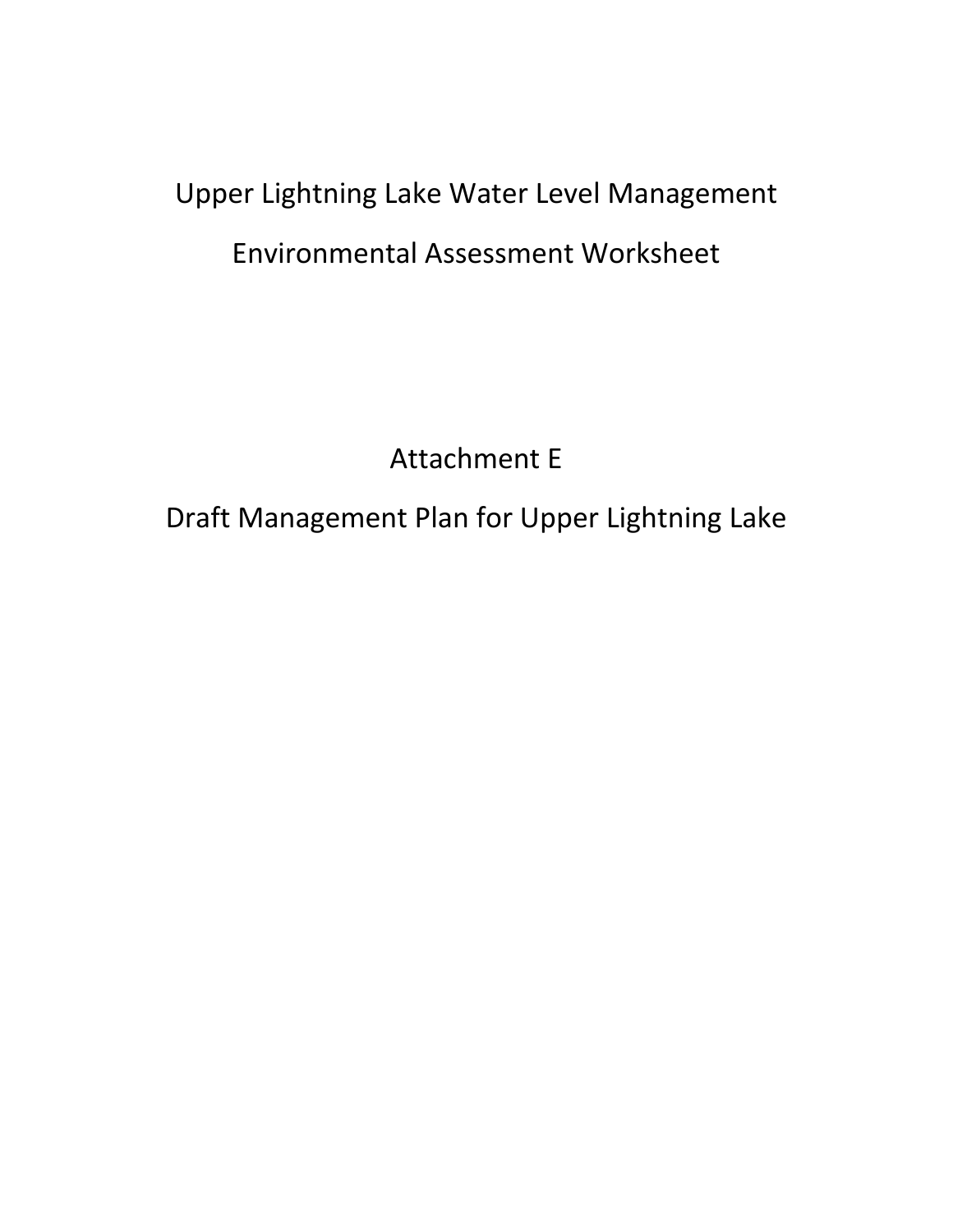# Upper Lightning Lake Water Level Management

# Environmental Assessment Worksheet

## Attachment E

## Draft Management Plan for Upper Lightning Lake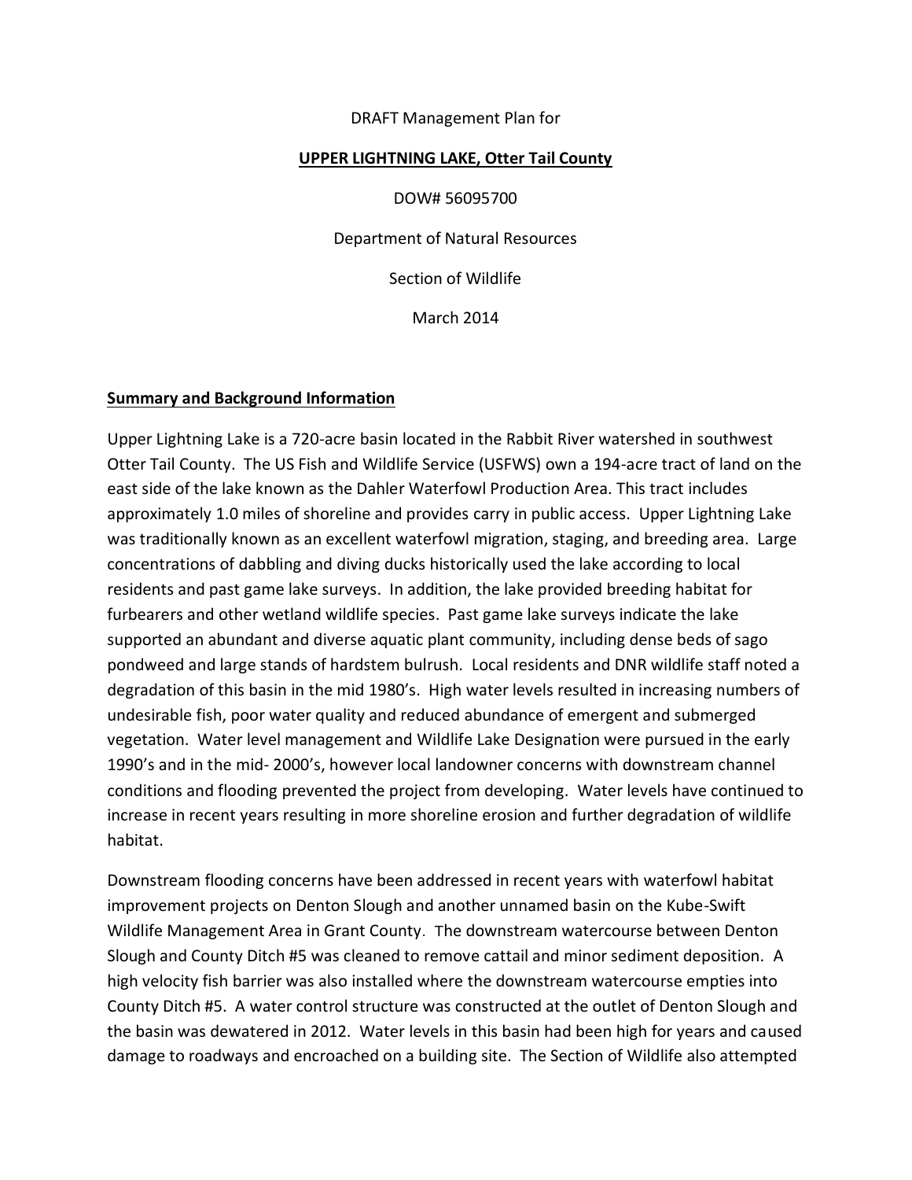DRAFT Management Plan for

**UPPER LIGHTNING LAKE, Otter Tail County**

DOW# 56095700

Department of Natural Resources

Section of Wildlife

March 2014

## Summary and Background Information

Upper Lightning Lake is a 720-acre basin located in the Rabbit River watershed in southwest Otter Tail County. The US Fish and Wildlife Service (USFWS) own a 194-acre tract of land on the east side of the lake known as the Dahler Waterfowl Production Area. This tract includes approximately 1.0 miles of shoreline and provides carry in public access. Upper Lightning Lake was traditionally known as an excellent waterfowl migration, staging, and breeding area. Large concentrations of dabbling and diving ducks historically used the lake according to local residents and past game lake surveys. In addition, the lake provided breeding habitat for furbearers and other wetland wildlife species. Past game lake surveys indicate the lake supported an abundant and diverse aquatic plant community, including dense beds of sago pondweed and large stands of hardstem bulrush. Local residents and DNR wildlife staff noted a degradation of this basin in the mid 1980's. High water levels resulted in increasing numbers of undesirable fish, poor water quality and reduced abundance of emergent and submerged vegetation. Water level management and Wildlife Lake Designation were pursued in the early 1990's and in the mid- 2000's, however local landowner concerns with downstream channel conditions and flooding prevented the project from developing. Water levels have continued to increase in recent years resulting in more shoreline erosion and further degradation of wildlife habitat.

Downstream flooding concerns have been addressed in recent years with waterfowl habitat improvement projects on Denton Slough and another unnamed basin on the Kube-Swift Wildlife Management Area in Grant County. The downstream watercourse between Denton Slough and County Ditch #5 was cleaned to remove cattail and minor sediment deposition. A high velocity fish barrier was also installed where the downstream watercourse empties into County Ditch #5. A water control structure was constructed at the outlet of Denton Slough and the basin was dewatered in 2012. Water levels in this basin had been high for years and caused damage to roadways and encroached on a building site. The Section of Wildlife also attempted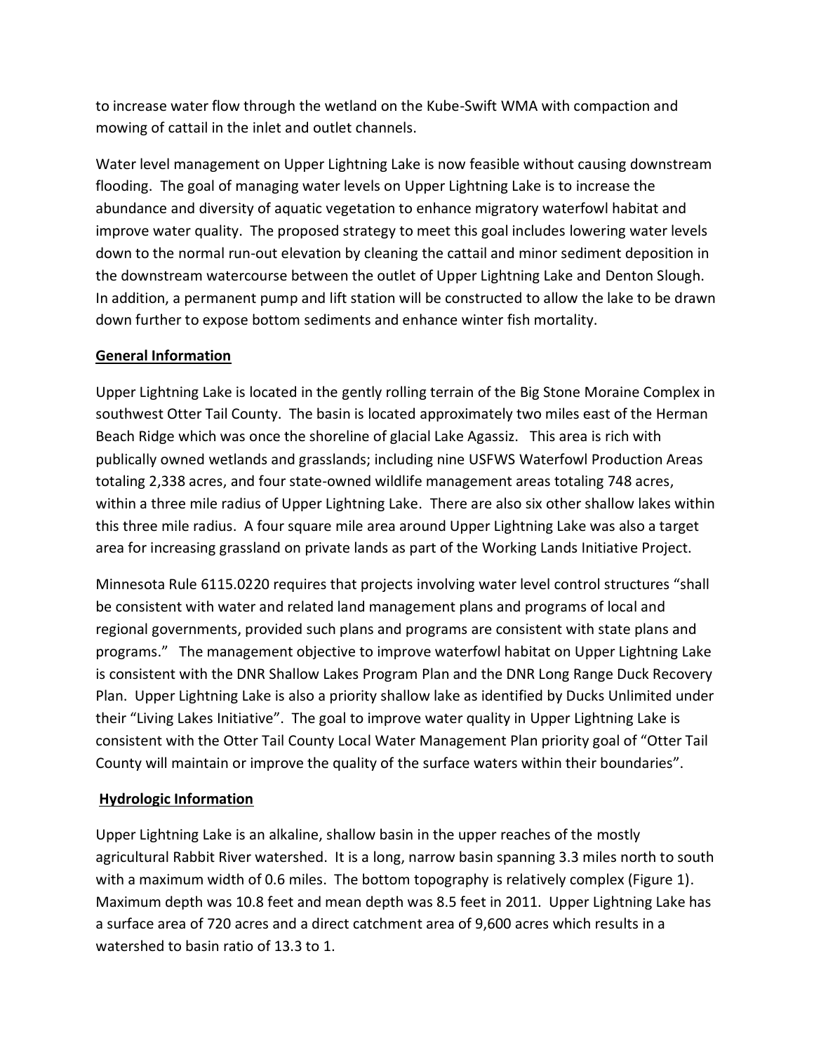to increase water flow through the wetland on the Kube-Swift WMA with compaction and mowing of cattail in the inlet and outlet channels.

Water level management on Upper Lightning Lake is now feasible without causing downstream flooding. The goal of managing water levels on Upper Lightning Lake is to increase the abundance and diversity of aquatic vegetation to enhance migratory waterfowl habitat and improve water quality. The proposed strategy to meet this goal includes lowering water levels down to the normal run-out elevation by cleaning the cattail and minor sediment deposition in the downstream watercourse between the outlet of Upper Lightning Lake and Denton Slough. In addition, a permanent pump and lift station will be constructed to allow the lake to be drawn down further to expose bottom sediments and enhance winter fish mortality.

## General Information

Upper Lightning Lake is located in the gently rolling terrain of the Big Stone Moraine Complex in southwest Otter Tail County. The basin is located approximately two miles east of the Herman Beach Ridge which was once the shoreline of glacial Lake Agassiz. This area is rich with publically owned wetlands and grasslands; including nine USFWS Waterfowl Production Areas totaling 2,338 acres, and four state-owned wildlife management areas totaling 748 acres, within a three mile radius of Upper Lightning Lake. There are also six other shallow lakes within this three mile radius. A four square mile area around Upper Lightning Lake was also a target area for increasing grassland on private lands as part of the Working Lands Initiative Project.

Minnesota Rule 6115.0220 requires that projects involving water level control structures "shall be consistent with water and related land management plans and programs of local and regional governments, provided such plans and programs are consistent with state plans and programs." The management objective to improve waterfowl habitat on Upper Lightning Lake is consistent with the DNR Shallow Lakes Program Plan and the DNR Long Range Duck Recovery Plan. Upper Lightning Lake is also a priority shallow lake as identified by Ducks Unlimited under their "Living Lakes Initiative". The goal to improve water quality in Upper Lightning Lake is consistent with the Otter Tail County Local Water Management Plan priority goal of "Otter Tail County will maintain or improve the quality of the surface waters within their boundaries".

## Hydrologic Information

Upper Lightning Lake is an alkaline, shallow basin in the upper reaches of the mostly agricultural Rabbit River watershed. It is a long, narrow basin spanning 3.3 miles north to south with a maximum width of 0.6 miles. The bottom topography is relatively complex (Figure 1). Maximum depth was 10.8 feet and mean depth was 8.5 feet in 2011. Upper Lightning Lake has a surface area of 720 acres and a direct catchment area of 9,600 acres which results in a watershed to basin ratio of 13.3 to 1.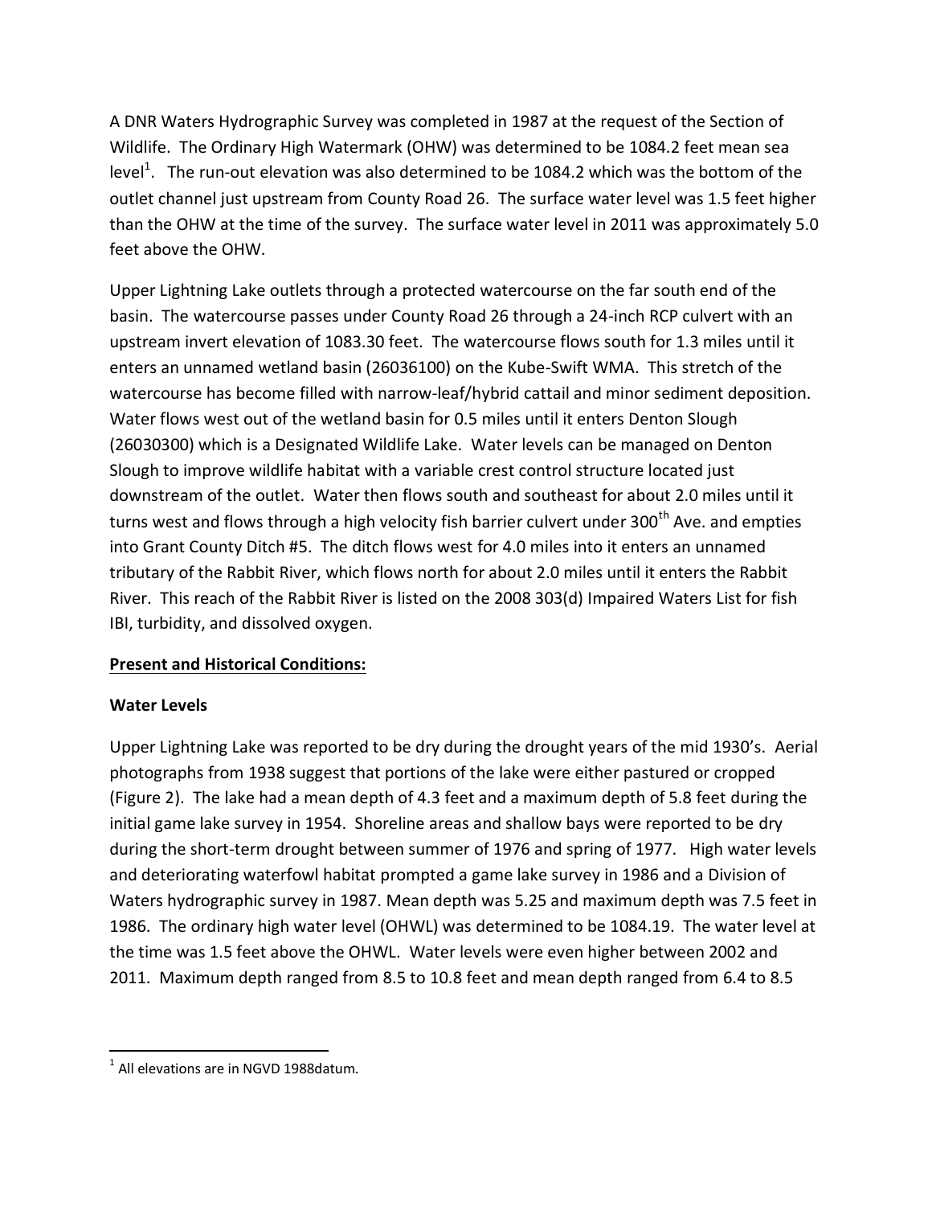A DNR Waters Hydrographic Survey was completed in 1987 at the request of the Section of Wildlife. The Ordinary High Watermark (OHW) was determined to be 1084.2 feet mean sea level[1]. The run-out elevation was also determined to be 1084.2 which was the bottom of the outlet channel just upstream from County Road 26. The surface water level was 1.5 feet higher than the OHW at the time of the survey. The surface water level in 2011 was approximately 5.0 feet above the OHW.

Upper Lightning Lake outlets through a protected watercourse on the far south end of the basin. The watercourse passes under County Road 26 through a 24-inch RCP culvert with an upstream invert elevation of 1083.30 feet. The watercourse flows south for 1.3 miles until it enters an unnamed wetland basin (26036100) on the Kube-Swift WMA. This stretch of the watercourse has become filled with narrow-leaf/hybrid cattail and minor sediment deposition. Water flows west out of the wetland basin for 0.5 miles until it enters Denton Slough (26030300) which is a Designated Wildlife Lake. Water levels can be managed on Denton Slough to improve wildlife habitat with a variable crest control structure located just downstream of the outlet. Water then flows south and southeast for about 2.0 miles until it turns west and flows through a high velocity fish barrier culvert under 300th Ave. and empties into Grant County Ditch #5. The ditch flows west for 4.0 miles into it enters an unnamed tributary of the Rabbit River, which flows north for about 2.0 miles until it enters the Rabbit River. This reach of the Rabbit River is listed on the 2008 303(d) Impaired Waters List for fish IBI, turbidity, and dissolved oxygen.

**<u>Present and Historical Conditions:</u>**

**Water Levels**

Upper Lightning Lake was reported to be dry during the drought years of the mid 1930's. Aerial photographs from 1938 suggest that portions of the lake were either pastured or cropped (Figure 2). The lake had a mean depth of 4.3 feet and a maximum depth of 5.8 feet during the initial game lake survey in 1954. Shoreline areas and shallow bays were reported to be dry during the short-term drought between summer of 1976 and spring of 1977. High water levels and deteriorating waterfowl habitat prompted a game lake survey in 1986 and a Division of Waters hydrographic survey in 1987. Mean depth was 5.25 and maximum depth was 7.5 feet in 1986. The ordinary high water level (OHWL) was determined to be 1084.19. The water level at the time was 1.5 feet above the OHWL. Water levels were even higher between 2002 and 2011. Maximum depth ranged from 8.5 to 10.8 feet and mean depth ranged from 6.4 to 8.5

[1] All elevations are in NGVD 1988datum.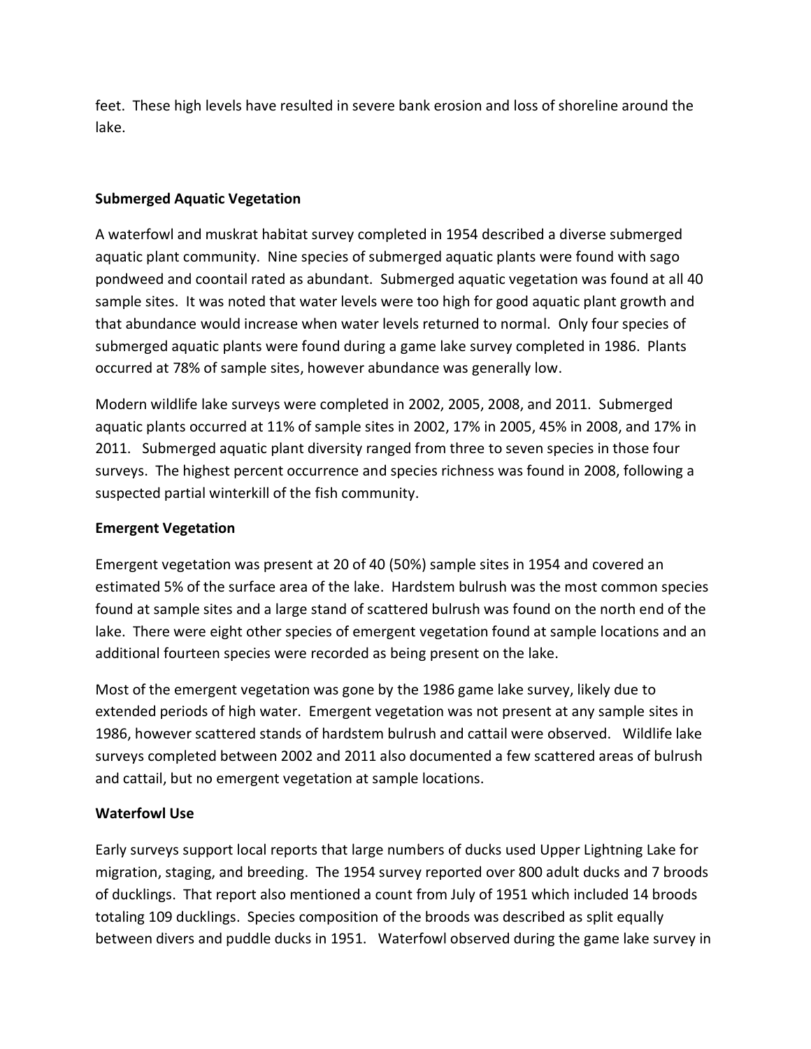feet. These high levels have resulted in severe bank erosion and loss of shoreline around the lake.

### Submerged Aquatic Vegetation

A waterfowl and muskrat habitat survey completed in 1954 described a diverse submerged aquatic plant community. Nine species of submerged aquatic plants were found with sago pondweed and coontail rated as abundant. Submerged aquatic vegetation was found at all 40 sample sites. It was noted that water levels were too high for good aquatic plant growth and that abundance would increase when water levels returned to normal. Only four species of submerged aquatic plants were found during a game lake survey completed in 1986. Plants occurred at 78% of sample sites, however abundance was generally low.

Modern wildlife lake surveys were completed in 2002, 2005, 2008, and 2011. Submerged aquatic plants occurred at 11% of sample sites in 2002, 17% in 2005, 45% in 2008, and 17% in 2011. Submerged aquatic plant diversity ranged from three to seven species in those four surveys. The highest percent occurrence and species richness was found in 2008, following a suspected partial winterkill of the fish community.

### Emergent Vegetation

Emergent vegetation was present at 20 of 40 (50%) sample sites in 1954 and covered an estimated 5% of the surface area of the lake. Hardstem bulrush was the most common species found at sample sites and a large stand of scattered bulrush was found on the north end of the lake. There were eight other species of emergent vegetation found at sample locations and an additional fourteen species were recorded as being present on the lake.

Most of the emergent vegetation was gone by the 1986 game lake survey, likely due to extended periods of high water. Emergent vegetation was not present at any sample sites in 1986, however scattered stands of hardstem bulrush and cattail were observed. Wildlife lake surveys completed between 2002 and 2011 also documented a few scattered areas of bulrush and cattail, but no emergent vegetation at sample locations.

### Waterfowl Use

Early surveys support local reports that large numbers of ducks used Upper Lightning Lake for migration, staging, and breeding. The 1954 survey reported over 800 adult ducks and 7 broods of ducklings. That report also mentioned a count from July of 1951 which included 14 broods totaling 109 ducklings. Species composition of the broods was described as split equally between divers and puddle ducks in 1951. Waterfowl observed during the game lake survey in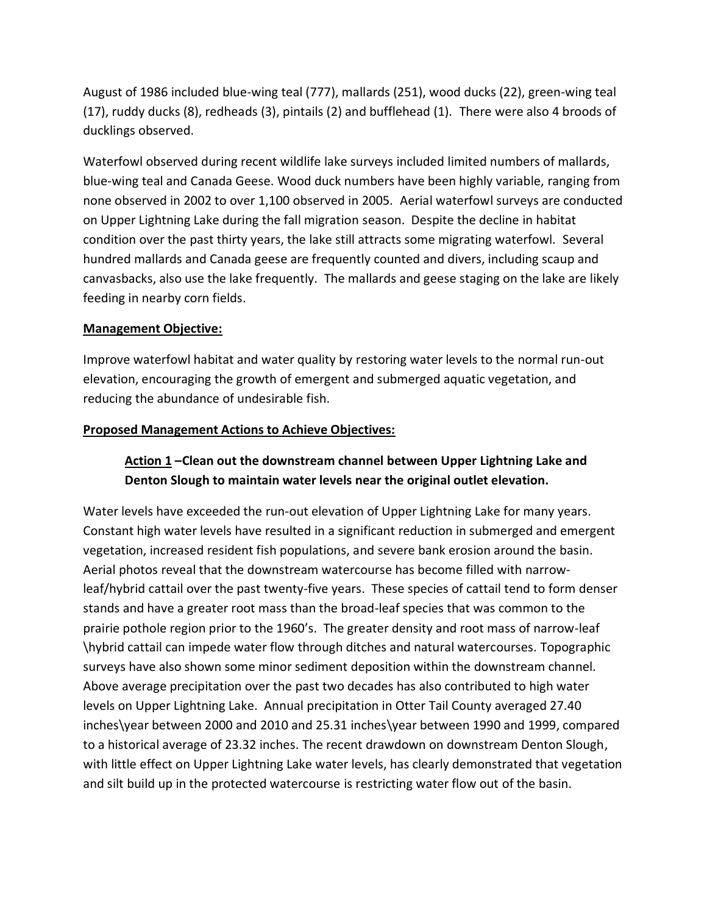August of 1986 included blue-wing teal (777), mallards (251), wood ducks (22), green-wing teal (17), ruddy ducks (8), redheads (3), pintails (2) and bufflehead (1). There were also 4 broods of ducklings observed.

Waterfowl observed during recent wildlife lake surveys included limited numbers of mallards, blue-wing teal and Canada Geese. Wood duck numbers have been highly variable, ranging from none observed in 2002 to over 1,100 observed in 2005. Aerial waterfowl surveys are conducted on Upper Lightning Lake during the fall migration season. Despite the decline in habitat condition over the past thirty years, the lake still attracts some migrating waterfowl. Several hundred mallards and Canada geese are frequently counted and divers, including scaup and canvasbacks, also use the lake frequently. The mallards and geese staging on the lake are likely feeding in nearby corn fields.

**Management Objective:**

Improve waterfowl habitat and water quality by restoring water levels to the normal run-out elevation, encouraging the growth of emergent and submerged aquatic vegetation, and reducing the abundance of undesirable fish.

**Proposed Management Actions to Achieve Objectives:**

**Action 1 –Clean out the downstream channel between Upper Lightning Lake and Denton Slough to maintain water levels near the original outlet elevation.**

Water levels have exceeded the run-out elevation of Upper Lightning Lake for many years. Constant high water levels have resulted in a significant reduction in submerged and emergent vegetation, increased resident fish populations, and severe bank erosion around the basin. Aerial photos reveal that the downstream watercourse has become filled with narrow-leaf/hybrid cattail over the past twenty-five years. These species of cattail tend to form denser stands and have a greater root mass than the broad-leaf species that was common to the prairie pothole region prior to the 1960's. The greater density and root mass of narrow-leaf \hybrid cattail can impede water flow through ditches and natural watercourses. Topographic surveys have also shown some minor sediment deposition within the downstream channel. Above average precipitation over the past two decades has also contributed to high water levels on Upper Lightning Lake. Annual precipitation in Otter Tail County averaged 27.40 inches\year between 2000 and 2010 and 25.31 inches\year between 1990 and 1999, compared to a historical average of 23.32 inches. The recent drawdown on downstream Denton Slough, with little effect on Upper Lightning Lake water levels, has clearly demonstrated that vegetation and silt build up in the protected watercourse is restricting water flow out of the basin.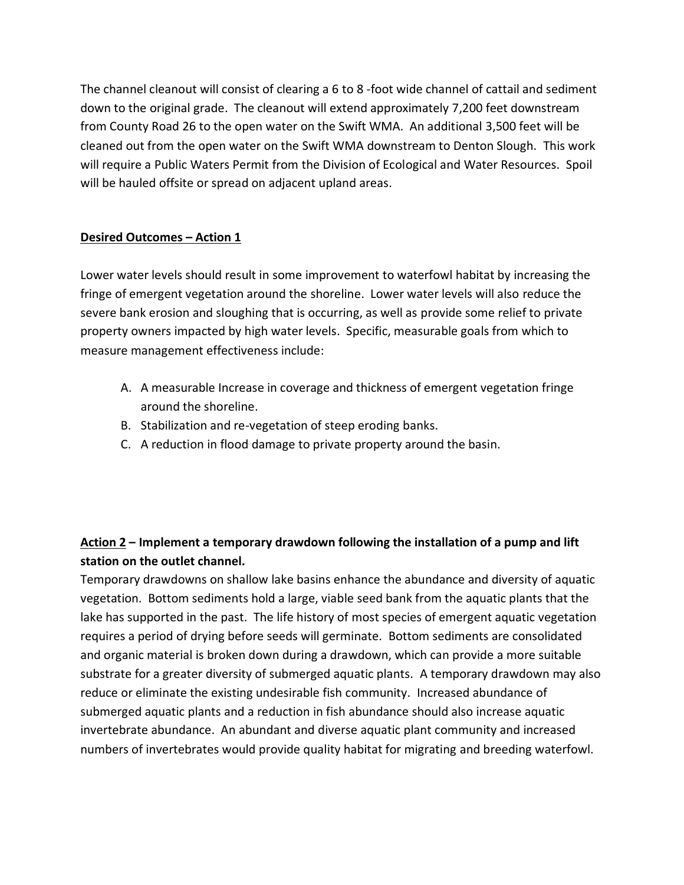The channel cleanout will consist of clearing a 6 to 8 -foot wide channel of cattail and sediment down to the original grade. The cleanout will extend approximately 7,200 feet downstream from County Road 26 to the open water on the Swift WMA. An additional 3,500 feet will be cleaned out from the open water on the Swift WMA downstream to Denton Slough. This work will require a Public Waters Permit from the Division of Ecological and Water Resources. Spoil will be hauled offsite or spread on adjacent upland areas.

**Desired Outcomes – Action 1**

Lower water levels should result in some improvement to waterfowl habitat by increasing the fringe of emergent vegetation around the shoreline. Lower water levels will also reduce the severe bank erosion and sloughing that is occurring, as well as provide some relief to private property owners impacted by high water levels. Specific, measurable goals from which to measure management effectiveness include:

A. A measurable Increase in coverage and thickness of emergent vegetation fringe around the shoreline.
B. Stabilization and re-vegetation of steep eroding banks.
C. A reduction in flood damage to private property around the basin.

**Action 2 – Implement a temporary drawdown following the installation of a pump and lift station on the outlet channel.**

Temporary drawdowns on shallow lake basins enhance the abundance and diversity of aquatic vegetation. Bottom sediments hold a large, viable seed bank from the aquatic plants that the lake has supported in the past. The life history of most species of emergent aquatic vegetation requires a period of drying before seeds will germinate. Bottom sediments are consolidated and organic material is broken down during a drawdown, which can provide a more suitable substrate for a greater diversity of submerged aquatic plants. A temporary drawdown may also reduce or eliminate the existing undesirable fish community. Increased abundance of submerged aquatic plants and a reduction in fish abundance should also increase aquatic invertebrate abundance. An abundant and diverse aquatic plant community and increased numbers of invertebrates would provide quality habitat for migrating and breeding waterfowl.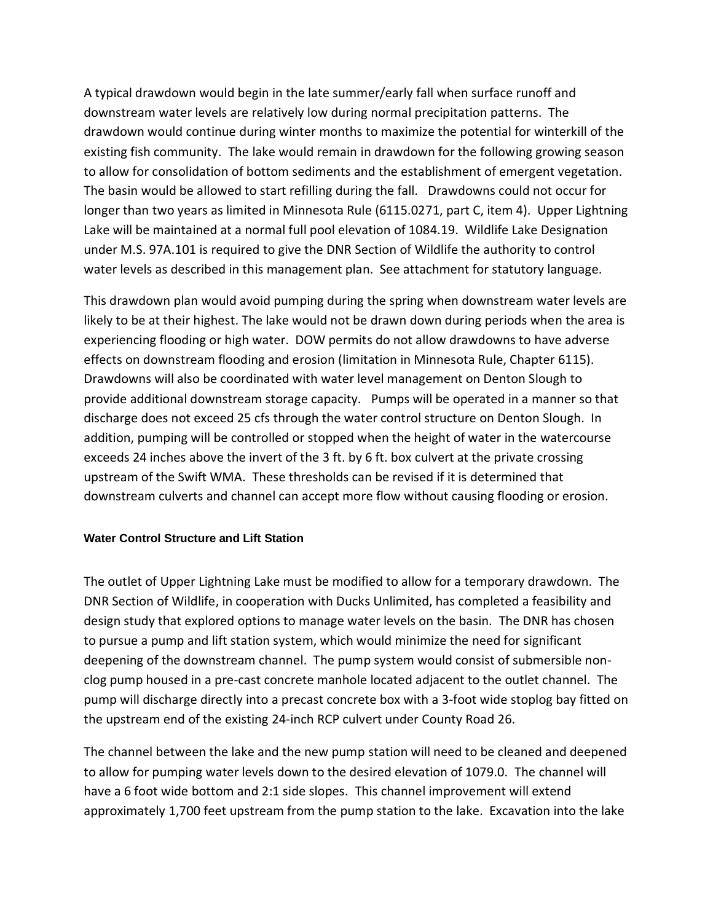A typical drawdown would begin in the late summer/early fall when surface runoff and downstream water levels are relatively low during normal precipitation patterns. The drawdown would continue during winter months to maximize the potential for winterkill of the existing fish community. The lake would remain in drawdown for the following growing season to allow for consolidation of bottom sediments and the establishment of emergent vegetation. The basin would be allowed to start refilling during the fall. Drawdowns could not occur for longer than two years as limited in Minnesota Rule (6115.0271, part C, item 4). Upper Lightning Lake will be maintained at a normal full pool elevation of 1084.19. Wildlife Lake Designation under M.S. 97A.101 is required to give the DNR Section of Wildlife the authority to control water levels as described in this management plan. See attachment for statutory language.

This drawdown plan would avoid pumping during the spring when downstream water levels are likely to be at their highest. The lake would not be drawn down during periods when the area is experiencing flooding or high water. DOW permits do not allow drawdowns to have adverse effects on downstream flooding and erosion (limitation in Minnesota Rule, Chapter 6115). Drawdowns will also be coordinated with water level management on Denton Slough to provide additional downstream storage capacity. Pumps will be operated in a manner so that discharge does not exceed 25 cfs through the water control structure on Denton Slough. In addition, pumping will be controlled or stopped when the height of water in the watercourse exceeds 24 inches above the invert of the 3 ft. by 6 ft. box culvert at the private crossing upstream of the Swift WMA. These thresholds can be revised if it is determined that downstream culverts and channel can accept more flow without causing flooding or erosion.

#### Water Control Structure and Lift Station

The outlet of Upper Lightning Lake must be modified to allow for a temporary drawdown. The DNR Section of Wildlife, in cooperation with Ducks Unlimited, has completed a feasibility and design study that explored options to manage water levels on the basin. The DNR has chosen to pursue a pump and lift station system, which would minimize the need for significant deepening of the downstream channel. The pump system would consist of submersible non-clog pump housed in a pre-cast concrete manhole located adjacent to the outlet channel. The pump will discharge directly into a precast concrete box with a 3-foot wide stoplog bay fitted on the upstream end of the existing 24-inch RCP culvert under County Road 26.

The channel between the lake and the new pump station will need to be cleaned and deepened to allow for pumping water levels down to the desired elevation of 1079.0. The channel will have a 6 foot wide bottom and 2:1 side slopes. This channel improvement will extend approximately 1,700 feet upstream from the pump station to the lake. Excavation into the lake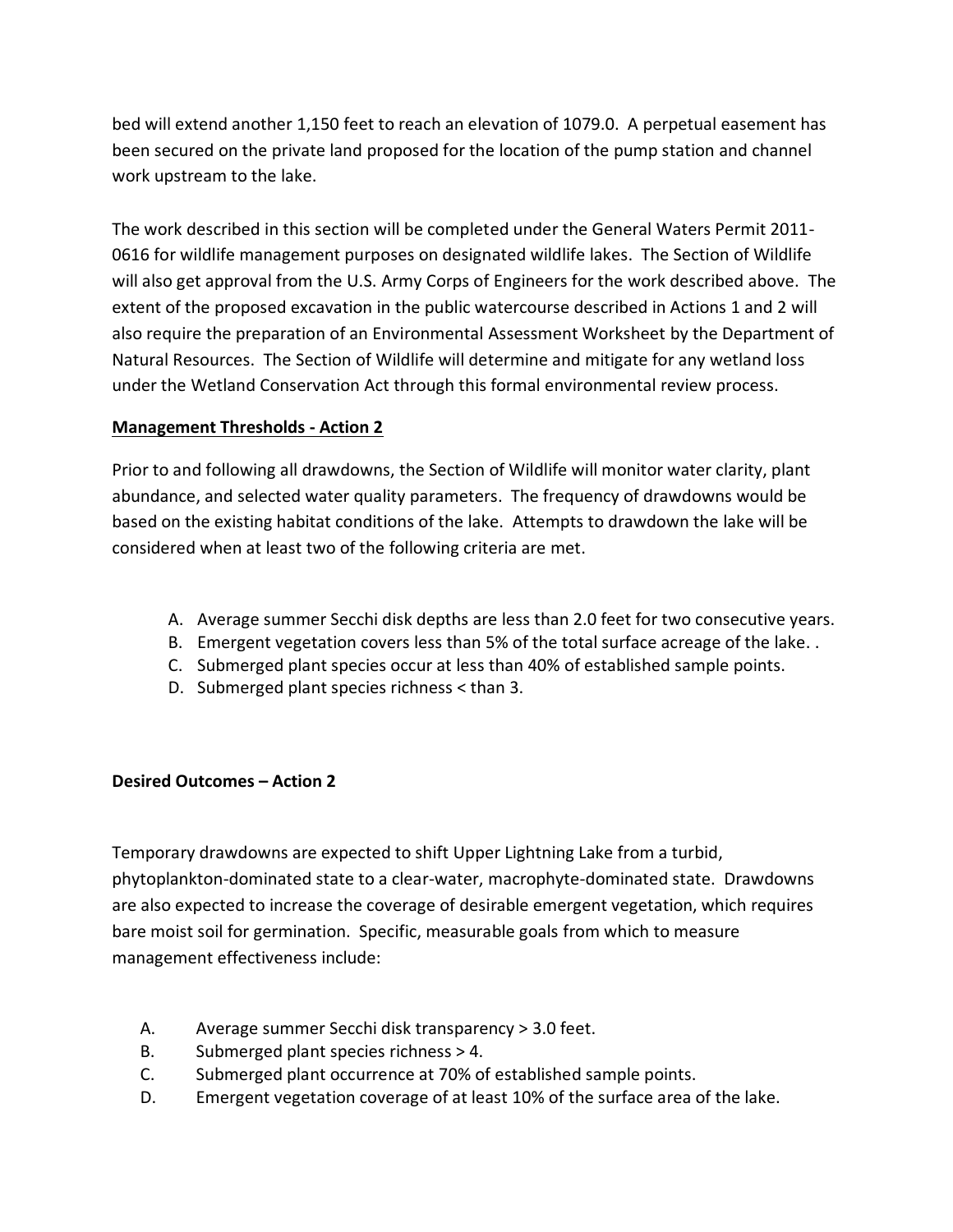bed will extend another 1,150 feet to reach an elevation of 1079.0. A perpetual easement has been secured on the private land proposed for the location of the pump station and channel work upstream to the lake.

The work described in this section will be completed under the General Waters Permit 2011-0616 for wildlife management purposes on designated wildlife lakes. The Section of Wildlife will also get approval from the U.S. Army Corps of Engineers for the work described above. The extent of the proposed excavation in the public watercourse described in Actions 1 and 2 will also require the preparation of an Environmental Assessment Worksheet by the Department of Natural Resources. The Section of Wildlife will determine and mitigate for any wetland loss under the Wetland Conservation Act through this formal environmental review process.

**Management Thresholds - Action 2**

Prior to and following all drawdowns, the Section of Wildlife will monitor water clarity, plant abundance, and selected water quality parameters. The frequency of drawdowns would be based on the existing habitat conditions of the lake. Attempts to drawdown the lake will be considered when at least two of the following criteria are met.

A. Average summer Secchi disk depths are less than 2.0 feet for two consecutive years.
B. Emergent vegetation covers less than 5% of the total surface acreage of the lake. .
C. Submerged plant species occur at less than 40% of established sample points.
D. Submerged plant species richness < than 3.

**Desired Outcomes – Action 2**

Temporary drawdowns are expected to shift Upper Lightning Lake from a turbid, phytoplankton-dominated state to a clear-water, macrophyte-dominated state. Drawdowns are also expected to increase the coverage of desirable emergent vegetation, which requires bare moist soil for germination. Specific, measurable goals from which to measure management effectiveness include:

A. Average summer Secchi disk transparency > 3.0 feet.
B. Submerged plant species richness > 4.
C. Submerged plant occurrence at 70% of established sample points.
D. Emergent vegetation coverage of at least 10% of the surface area of the lake.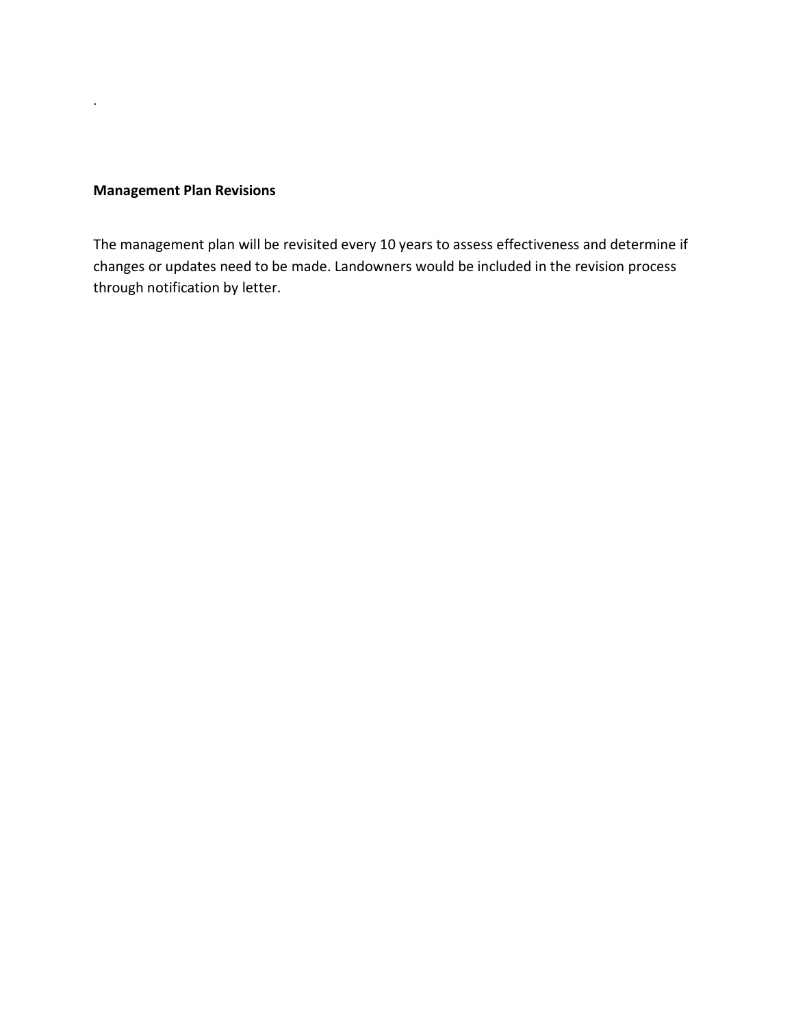.

**Management Plan Revisions**

The management plan will be revisited every 10 years to assess effectiveness and determine if changes or updates need to be made. Landowners would be included in the revision process through notification by letter.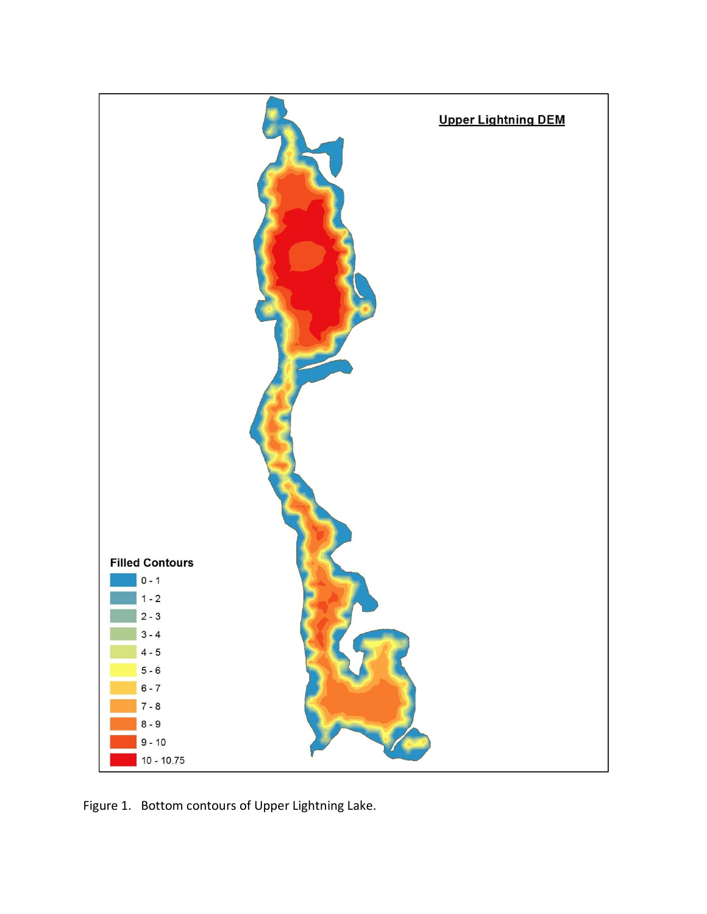Figure 1. Bottom contours of Upper Lightning Lake.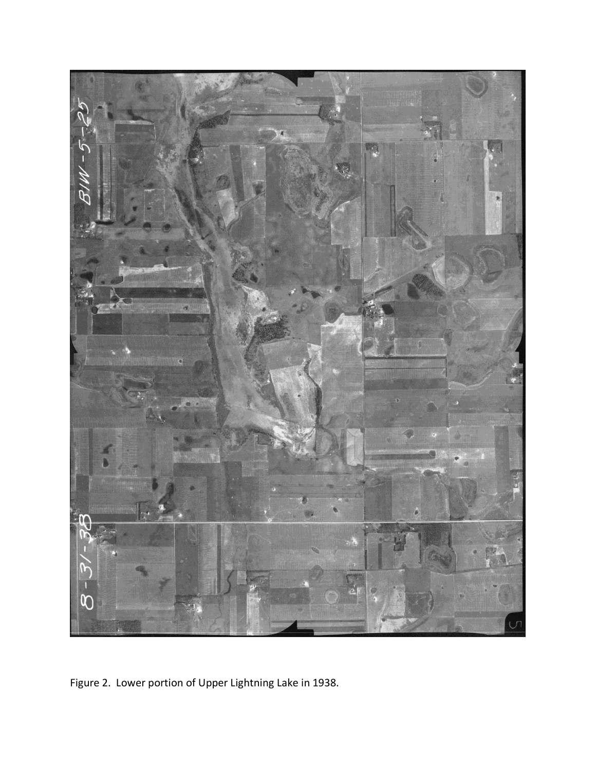Figure 2. Lower portion of Upper Lightning Lake in 1938.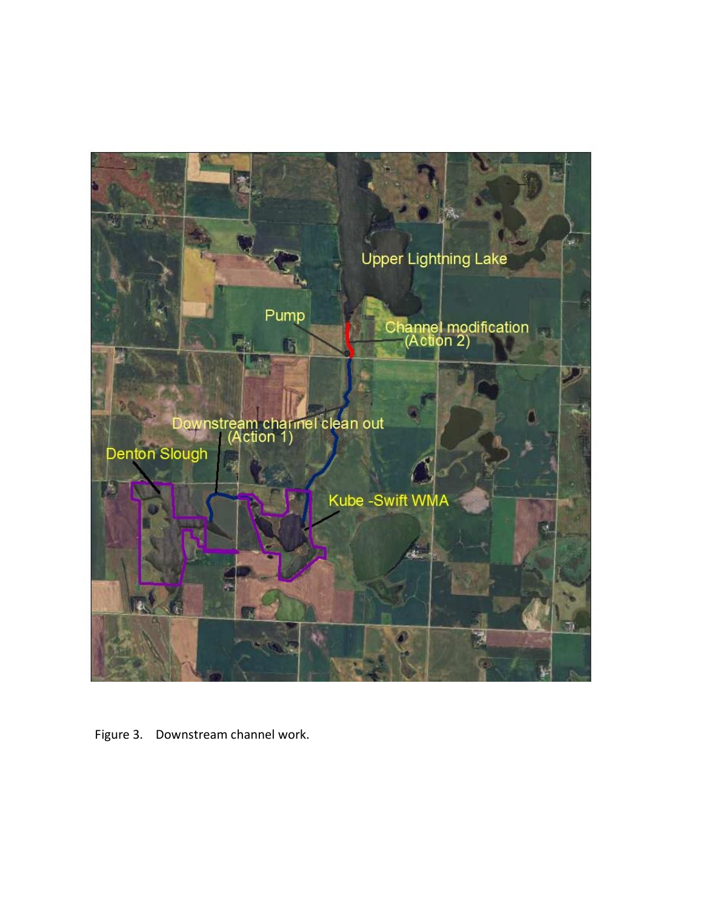Figure 3. Downstream channel work.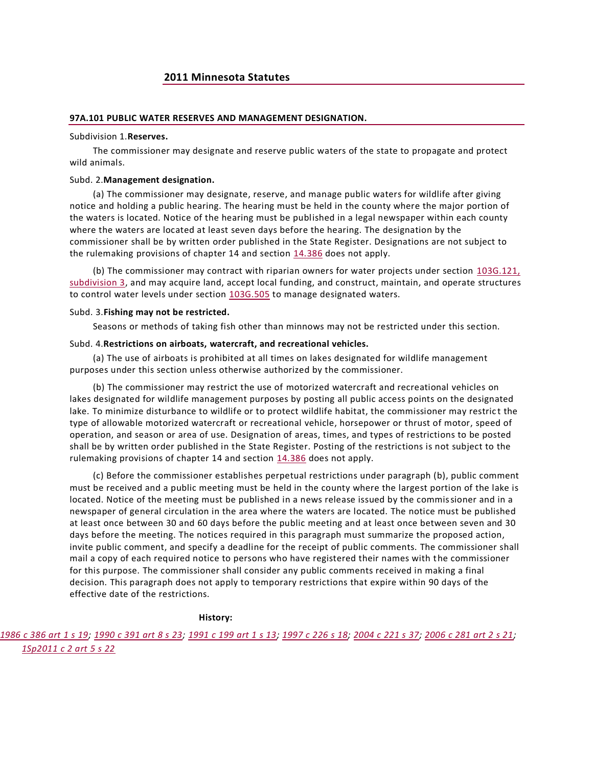# 2011 Minnesota Statutes

## 97A.101 PUBLIC WATER RESERVES AND MANAGEMENT DESIGNATION.

Subdivision 1.**Reserves.**

The commissioner may designate and reserve public waters of the state to propagate and protect wild animals.

Subd. 2.**Management designation.**

(a) The commissioner may designate, reserve, and manage public waters for wildlife after giving notice and holding a public hearing. The hearing must be held in the county where the major portion of the waters is located. Notice of the hearing must be published in a legal newspaper within each county where the waters are located at least seven days before the hearing. The designation by the commissioner shall be by written order published in the State Register. Designations are not subject to the rulemaking provisions of chapter 14 and section 14.386 does not apply.

(b) The commissioner may contract with riparian owners for water projects under section 103G.121, subdivision 3, and may acquire land, accept local funding, and construct, maintain, and operate structures to control water levels under section 103G.505 to manage designated waters.

Subd. 3.**Fishing may not be restricted.**

Seasons or methods of taking fish other than minnows may not be restricted under this section.

Subd. 4.**Restrictions on airboats, watercraft, and recreational vehicles.**

(a) The use of airboats is prohibited at all times on lakes designated for wildlife management purposes under this section unless otherwise authorized by the commissioner.

(b) The commissioner may restrict the use of motorized watercraft and recreational vehicles on lakes designated for wildlife management purposes by posting all public access points on the designated lake. To minimize disturbance to wildlife or to protect wildlife habitat, the commissioner may restrict the type of allowable motorized watercraft or recreational vehicle, horsepower or thrust of motor, speed of operation, and season or area of use. Designation of areas, times, and types of restrictions to be posted shall be by written order published in the State Register. Posting of the restrictions is not subject to the rulemaking provisions of chapter 14 and section 14.386 does not apply.

(c) Before the commissioner establishes perpetual restrictions under paragraph (b), public comment must be received and a public meeting must be held in the county where the largest portion of the lake is located. Notice of the meeting must be published in a news release issued by the commissioner and in a newspaper of general circulation in the area where the waters are located. The notice must be published at least once between 30 and 60 days before the public meeting and at least once between seven and 30 days before the meeting. The notices required in this paragraph must summarize the proposed action, invite public comment, and specify a deadline for the receipt of public comments. The commissioner shall mail a copy of each required notice to persons who have registered their names with the commissioner for this purpose. The commissioner shall consider any public comments received in making a final decision. This paragraph does not apply to temporary restrictions that expire within 90 days of the effective date of the restrictions.

**History:**

*1986 c 386 art 1 s 19; 1990 c 391 art 8 s 23; 1991 c 199 art 1 s 13; 1997 c 226 s 18; 2004 c 221 s 37; 2006 c 281 art 2 s 21; 1Sp2011 c 2 art 5 s 22*